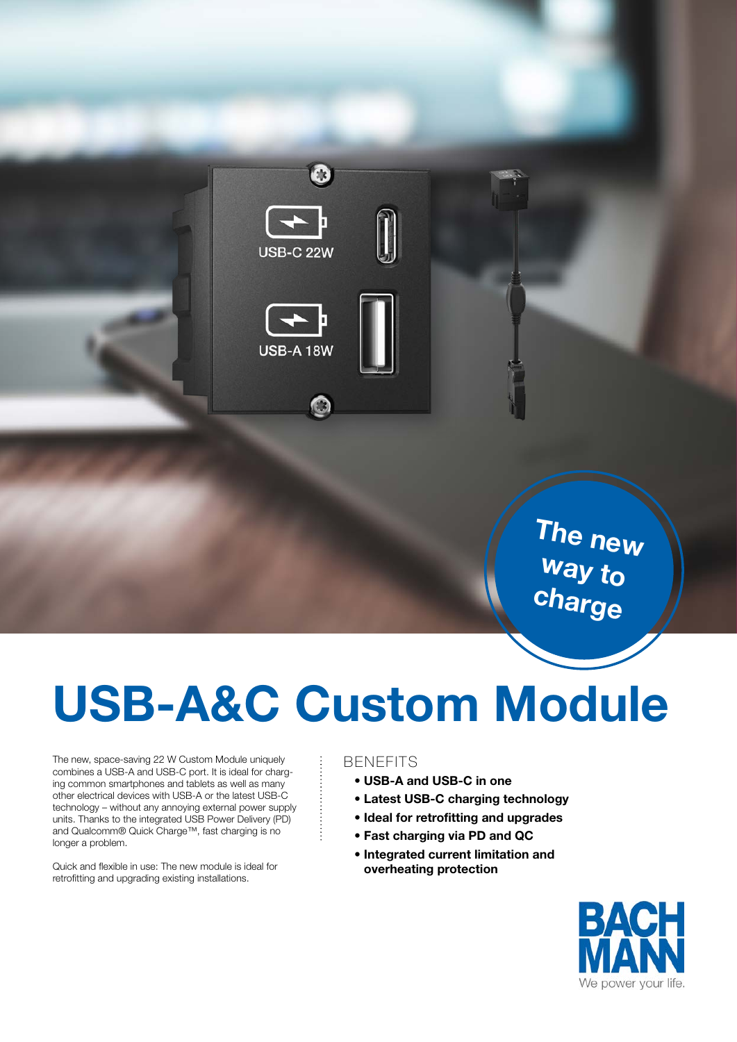The new way to charge

# USB-A&C Custom Module

The new, space-saving 22 W Custom Module uniquely combines a USB-A and USB-C port. It is ideal for charging common smartphones and tablets as well as many other electrical devices with USB-A or the latest USB-C technology – without any annoying external power supply units. Thanks to the integrated USB Power Delivery (PD) and Qualcomm® Quick Charge™, fast charging is no longer a problem.

Quick and flexible in use: The new module is ideal for retrofitting and upgrading existing installations.

## BENEFITS

- **USB-A and USB-C in one**
- **Latest USB-C charging technology**
- **Ideal for retrofitting and upgrades**
- **Fast charging via PD and QC**
- **Integrated current limitation and overheating protection**

BACHMANN
We power your life.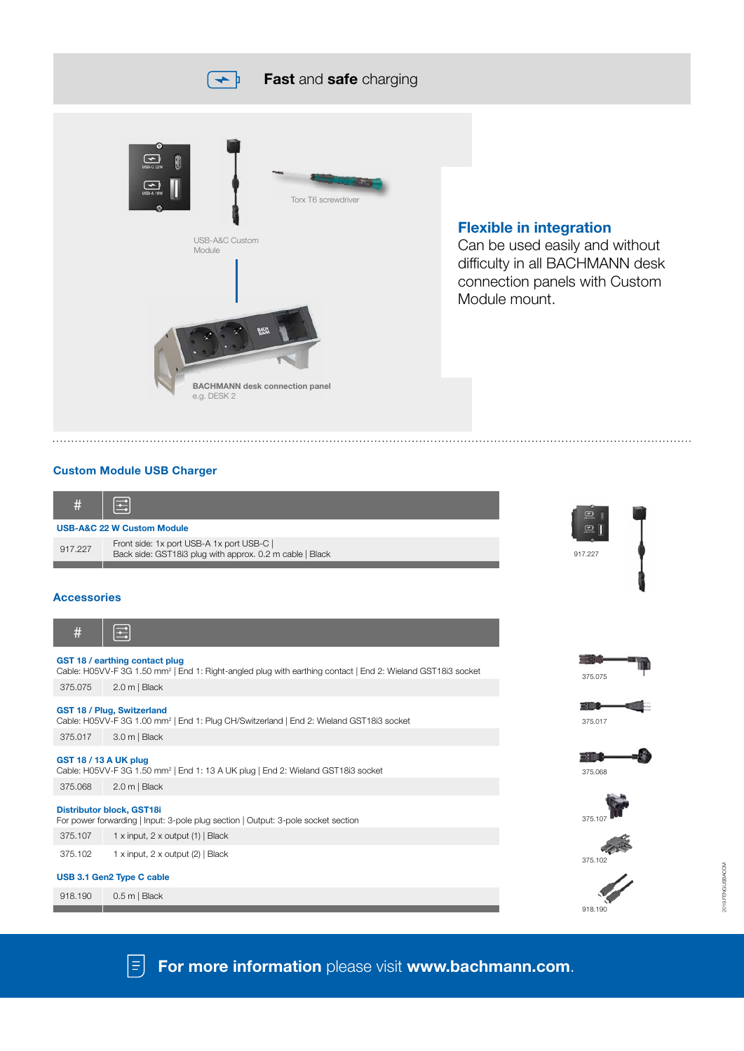## **Fast** and **safe** charging

Torx T6 screwdriver

USB-A&C Custom Module

**BACHMANN desk connection panel**
e.g. DESK 2

### Flexible in integration

Can be used easily and without difficulty in all BACHMANN desk connection panels with Custom Module mount.

## Custom Module USB Charger

| # | |
|---|---|
| **USB-A&C 22 W Custom Module** | |
| 917.227 | Front side: 1x port USB-A 1x port USB-C \| Back side: GST18i3 plug with approx. 0.2 m cable \| Black |

917.227

## Accessories

| # | |
|---|---|
| **GST 18 / earthing contact plug** | |
| Cable: H05VV-F 3G 1.50 mm² \| End 1: Right-angled plug with earthing contact \| End 2: Wieland GST18i3 socket | |
| 375.075 | 2.0 m \| Black |
| **GST 18 / Plug, Switzerland** | |
| Cable: H05VV-F 3G 1.00 mm² \| End 1: Plug CH/Switzerland \| End 2: Wieland GST18i3 socket | |
| 375.017 | 3.0 m \| Black |
| **GST 18 / 13 A UK plug** | |
| Cable: H05VV-F 3G 1.50 mm² \| End 1: 13 A UK plug \| End 2: Wieland GST18i3 socket | |
| 375.068 | 2.0 m \| Black |
| **Distributor block, GST18i** | |
| For power forwarding \| Input: 3-pole plug section \| Output: 3-pole socket section | |
| 375.107 | 1 x input, 2 x output (1) \| Black |
| 375.102 | 1 x input, 2 x output (2) \| Black |
| **USB 3.1 Gen2 Type C cable** | |
| 918.190 | 0.5 m \| Black |

375.075

375.017

375.068

375.107

375.102

918.190

**For more information** please visit **www.bachmann.com**.